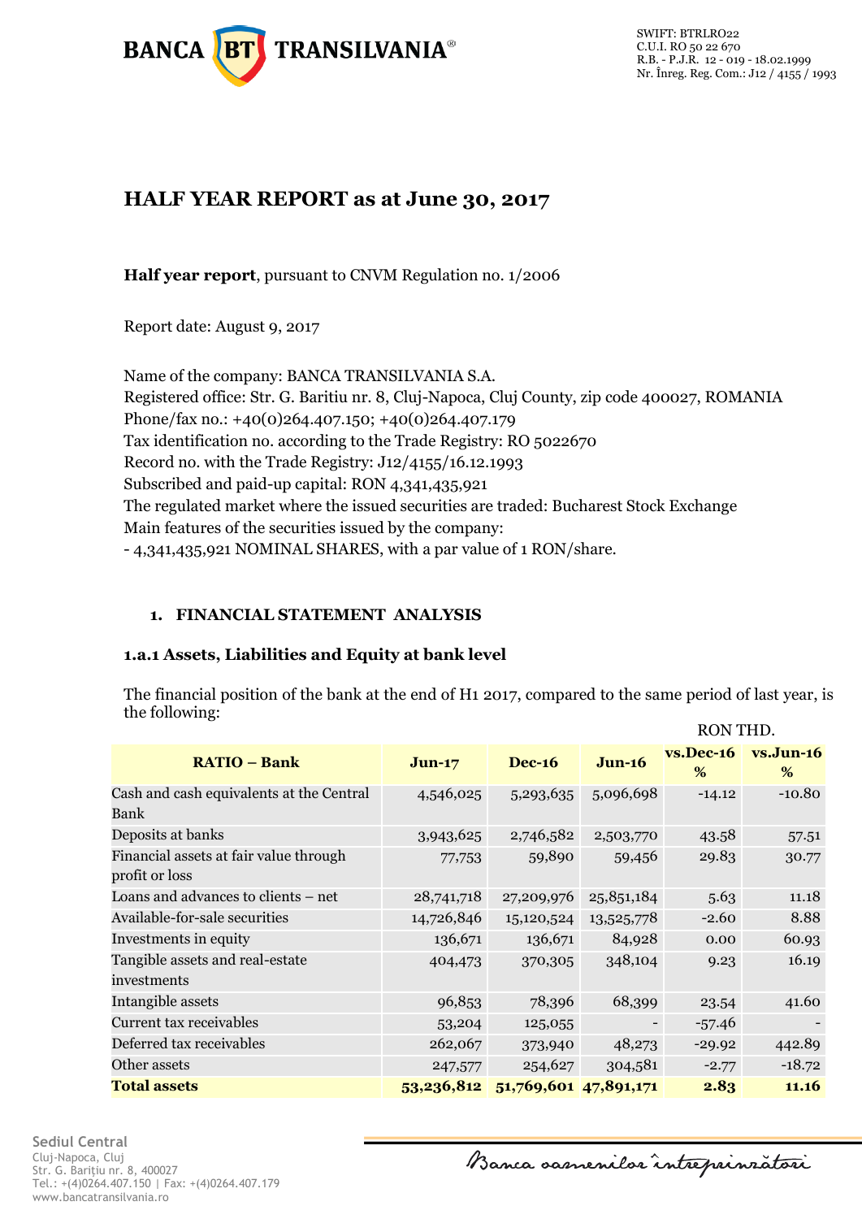SWIFT: BTRLRO22
C.U.I. RO 50 22 670
R.B. - P.J.R. 12 - 019 - 18.02.1999
Nr. Înreg. Reg. Com.: J12 / 4155 / 1993

# HALF YEAR REPORT as at June 30, 2017

**Half year report**, pursuant to CNVM Regulation no. 1/2006

Report date: August 9, 2017

Name of the company: BANCA TRANSILVANIA S.A.
Registered office: Str. G. Baritiu nr. 8, Cluj-Napoca, Cluj County, zip code 400027, ROMANIA
Phone/fax no.: +40(0)264.407.150; +40(0)264.407.179
Tax identification no. according to the Trade Registry: RO 5022670
Record no. with the Trade Registry: J12/4155/16.12.1993
Subscribed and paid-up capital: RON 4,341,435,921
The regulated market where the issued securities are traded: Bucharest Stock Exchange
Main features of the securities issued by the company:
- 4,341,435,921 NOMINAL SHARES, with a par value of 1 RON/share.

## 1. FINANCIAL STATEMENT ANALYSIS

### 1.a.1 Assets, Liabilities and Equity at bank level

The financial position of the bank at the end of H1 2017, compared to the same period of last year, is the following:

RON THD.

| RATIO – Bank | Jun-17 | Dec-16 | Jun-16 | vs.Dec-16 % | vs.Jun-16 % |
|---|---|---|---|---|---|
| Cash and cash equivalents at the Central Bank | 4,546,025 | 5,293,635 | 5,096,698 | -14.12 | -10.80 |
| Deposits at banks | 3,943,625 | 2,746,582 | 2,503,770 | 43.58 | 57.51 |
| Financial assets at fair value through profit or loss | 77,753 | 59,890 | 59,456 | 29.83 | 30.77 |
| Loans and advances to clients – net | 28,741,718 | 27,209,976 | 25,851,184 | 5.63 | 11.18 |
| Available-for-sale securities | 14,726,846 | 15,120,524 | 13,525,778 | -2.60 | 8.88 |
| Investments in equity | 136,671 | 136,671 | 84,928 | 0.00 | 60.93 |
| Tangible assets and real-estate investments | 404,473 | 370,305 | 348,104 | 9.23 | 16.19 |
| Intangible assets | 96,853 | 78,396 | 68,399 | 23.54 | 41.60 |
| Current tax receivables | 53,204 | 125,055 | - | -57.46 | - |
| Deferred tax receivables | 262,067 | 373,940 | 48,273 | -29.92 | 442.89 |
| Other assets | 247,577 | 254,627 | 304,581 | -2.77 | -18.72 |
| **Total assets** | **53,236,812** | **51,769,601** | **47,891,171** | **2.83** | **11.16** |

Sediul Central
Cluj-Napoca, Cluj
Str. G. Bariţiu nr. 8, 400027
Tel.: +(4)0264.407.150 | Fax: +(4)0264.407.179
www.bancatransilvania.ro

Banca oamenilor întreprinzători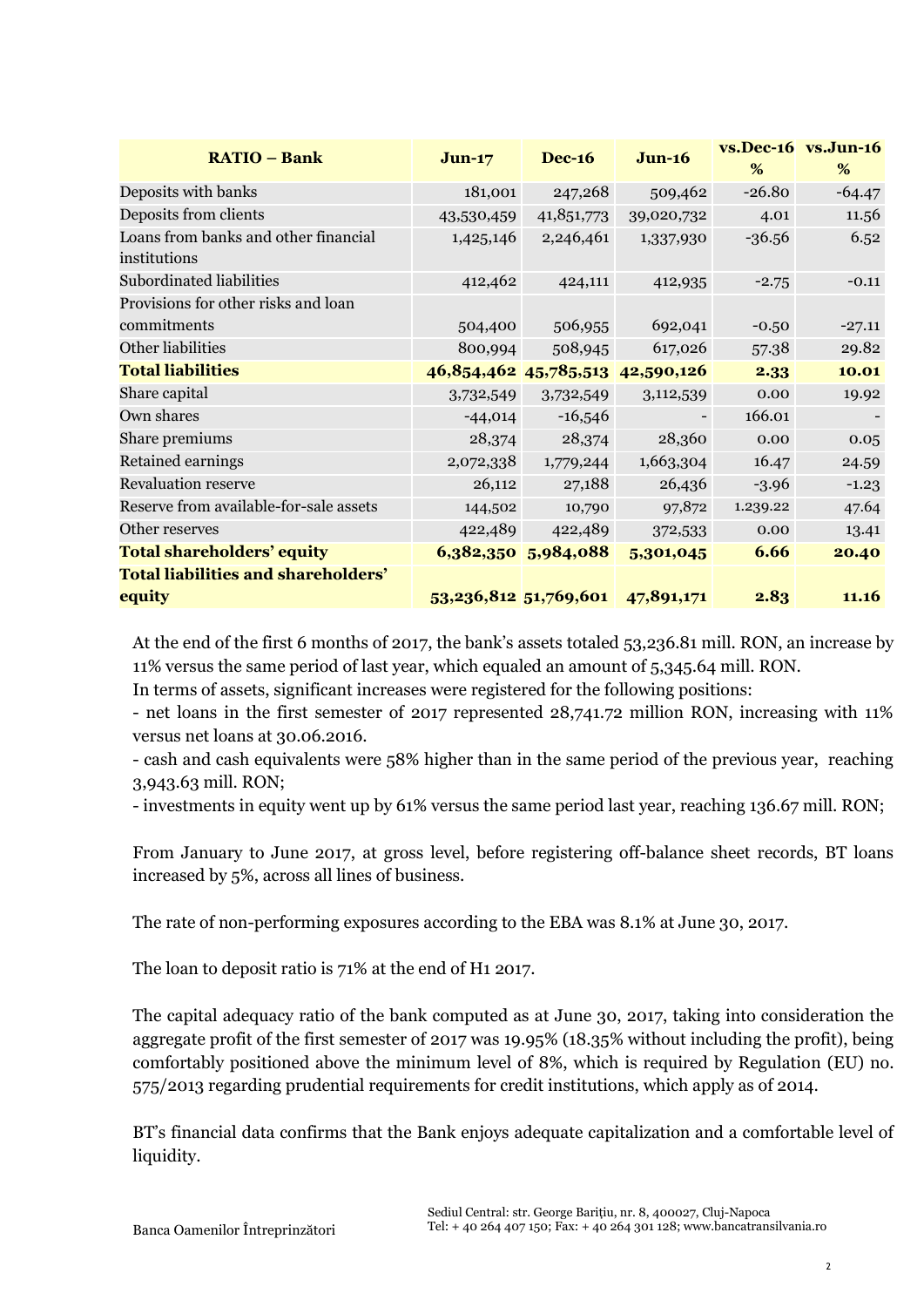| RATIO – Bank | Jun-17 | Dec-16 | Jun-16 | vs.Dec-16 % | vs.Jun-16 % |
|---|---|---|---|---|---|
| Deposits with banks | 181,001 | 247,268 | 509,462 | -26.80 | -64.47 |
| Deposits from clients | 43,530,459 | 41,851,773 | 39,020,732 | 4.01 | 11.56 |
| Loans from banks and other financial institutions | 1,425,146 | 2,246,461 | 1,337,930 | -36.56 | 6.52 |
| Subordinated liabilities | 412,462 | 424,111 | 412,935 | -2.75 | -0.11 |
| Provisions for other risks and loan commitments | 504,400 | 506,955 | 692,041 | -0.50 | -27.11 |
| Other liabilities | 800,994 | 508,945 | 617,026 | 57.38 | 29.82 |
| **Total liabilities** | **46,854,462** | **45,785,513** | **42,590,126** | **2.33** | **10.01** |
| Share capital | 3,732,549 | 3,732,549 | 3,112,539 | 0.00 | 19.92 |
| Own shares | -44,014 | -16,546 | - | 166.01 | - |
| Share premiums | 28,374 | 28,374 | 28,360 | 0.00 | 0.05 |
| Retained earnings | 2,072,338 | 1,779,244 | 1,663,304 | 16.47 | 24.59 |
| Revaluation reserve | 26,112 | 27,188 | 26,436 | -3.96 | -1.23 |
| Reserve from available-for-sale assets | 144,502 | 10,790 | 97,872 | 1.239.22 | 47.64 |
| Other reserves | 422,489 | 422,489 | 372,533 | 0.00 | 13.41 |
| **Total shareholders' equity** | **6,382,350** | **5,984,088** | **5,301,045** | **6.66** | **20.40** |
| **Total liabilities and shareholders' equity** | **53,236,812** | **51,769,601** | **47,891,171** | **2.83** | **11.16** |

At the end of the first 6 months of 2017, the bank's assets totaled 53,236.81 mill. RON, an increase by 11% versus the same period of last year, which equaled an amount of 5,345.64 mill. RON.

In terms of assets, significant increases were registered for the following positions:

- net loans in the first semester of 2017 represented 28,741.72 million RON, increasing with 11% versus net loans at 30.06.2016.
- cash and cash equivalents were 58% higher than in the same period of the previous year, reaching 3,943.63 mill. RON;
- investments in equity went up by 61% versus the same period last year, reaching 136.67 mill. RON;

From January to June 2017, at gross level, before registering off-balance sheet records, BT loans increased by 5%, across all lines of business.

The rate of non-performing exposures according to the EBA was 8.1% at June 30, 2017.

The loan to deposit ratio is 71% at the end of H1 2017.

The capital adequacy ratio of the bank computed as at June 30, 2017, taking into consideration the aggregate profit of the first semester of 2017 was 19.95% (18.35% without including the profit), being comfortably positioned above the minimum level of 8%, which is required by Regulation (EU) no. 575/2013 regarding prudential requirements for credit institutions, which apply as of 2014.

BT's financial data confirms that the Bank enjoys adequate capitalization and a comfortable level of liquidity.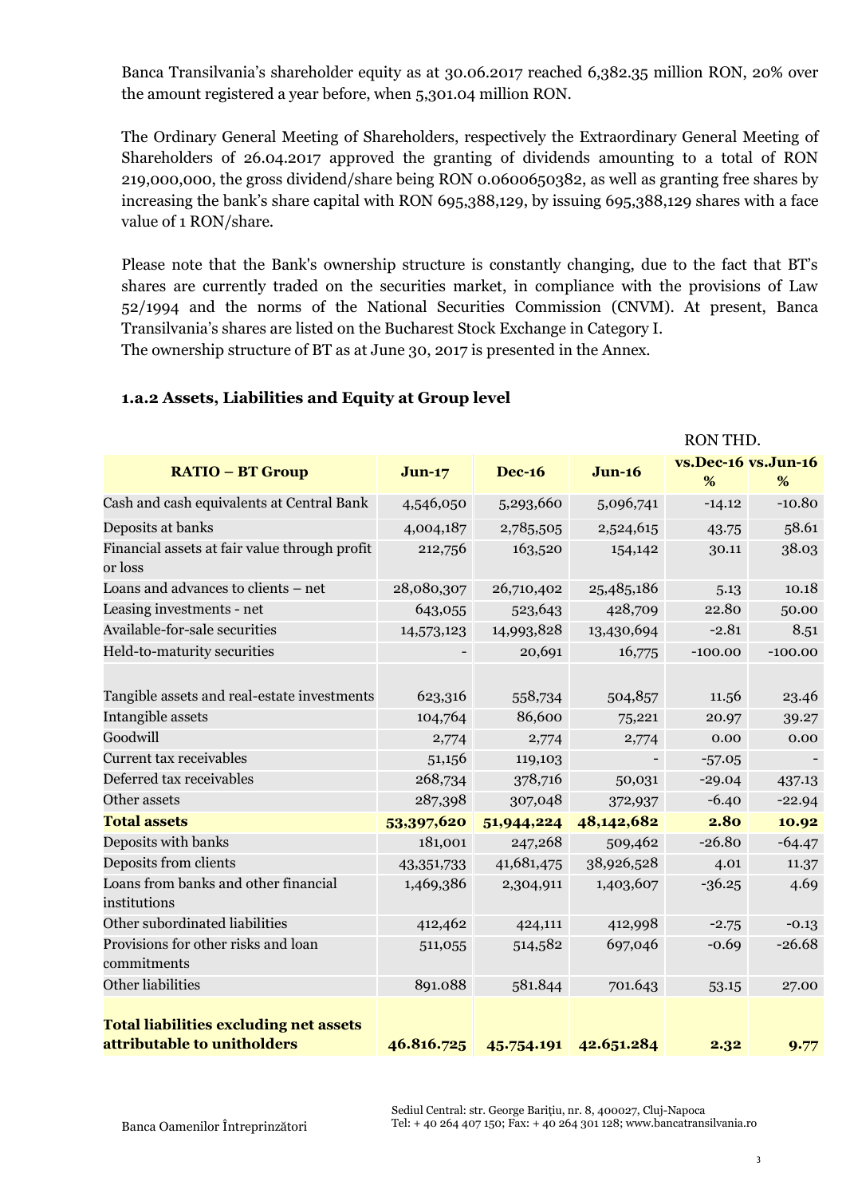Banca Transilvania's shareholder equity as at 30.06.2017 reached 6,382.35 million RON, 20% over the amount registered a year before, when 5,301.04 million RON.

The Ordinary General Meeting of Shareholders, respectively the Extraordinary General Meeting of Shareholders of 26.04.2017 approved the granting of dividends amounting to a total of RON 219,000,000, the gross dividend/share being RON 0.0600650382, as well as granting free shares by increasing the bank's share capital with RON 695,388,129, by issuing 695,388,129 shares with a face value of 1 RON/share.

Please note that the Bank's ownership structure is constantly changing, due to the fact that BT's shares are currently traded on the securities market, in compliance with the provisions of Law 52/1994 and the norms of the National Securities Commission (CNVM). At present, Banca Transilvania's shares are listed on the Bucharest Stock Exchange in Category I.
The ownership structure of BT as at June 30, 2017 is presented in the Annex.

### 1.a.2 Assets, Liabilities and Equity at Group level

RON THD.

| RATIO – BT Group | Jun-17 | Dec-16 | Jun-16 | vs.Dec-16 % | vs.Jun-16 % |
|---|---|---|---|---|---|
| Cash and cash equivalents at Central Bank | 4,546,050 | 5,293,660 | 5,096,741 | -14.12 | -10.80 |
| Deposits at banks | 4,004,187 | 2,785,505 | 2,524,615 | 43.75 | 58.61 |
| Financial assets at fair value through profit or loss | 212,756 | 163,520 | 154,142 | 30.11 | 38.03 |
| Loans and advances to clients – net | 28,080,307 | 26,710,402 | 25,485,186 | 5.13 | 10.18 |
| Leasing investments - net | 643,055 | 523,643 | 428,709 | 22.80 | 50.00 |
| Available-for-sale securities | 14,573,123 | 14,993,828 | 13,430,694 | -2.81 | 8.51 |
| Held-to-maturity securities | - | 20,691 | 16,775 | -100.00 | -100.00 |
| Tangible assets and real-estate investments | 623,316 | 558,734 | 504,857 | 11.56 | 23.46 |
| Intangible assets | 104,764 | 86,600 | 75,221 | 20.97 | 39.27 |
| Goodwill | 2,774 | 2,774 | 2,774 | 0.00 | 0.00 |
| Current tax receivables | 51,156 | 119,103 | - | -57.05 | - |
| Deferred tax receivables | 268,734 | 378,716 | 50,031 | -29.04 | 437.13 |
| Other assets | 287,398 | 307,048 | 372,937 | -6.40 | -22.94 |
| **Total assets** | **53,397,620** | **51,944,224** | **48,142,682** | **2.80** | **10.92** |
| Deposits with banks | 181,001 | 247,268 | 509,462 | -26.80 | -64.47 |
| Deposits from clients | 43,351,733 | 41,681,475 | 38,926,528 | 4.01 | 11.37 |
| Loans from banks and other financial institutions | 1,469,386 | 2,304,911 | 1,403,607 | -36.25 | 4.69 |
| Other subordinated liabilities | 412,462 | 424,111 | 412,998 | -2.75 | -0.13 |
| Provisions for other risks and loan commitments | 511,055 | 514,582 | 697,046 | -0.69 | -26.68 |
| Other liabilities | 891.088 | 581.844 | 701.643 | 53.15 | 27.00 |
| **Total liabilities excluding net assets attributable to unitholders** | **46.816.725** | **45.754.191** | **42.651.284** | **2.32** | **9.77** |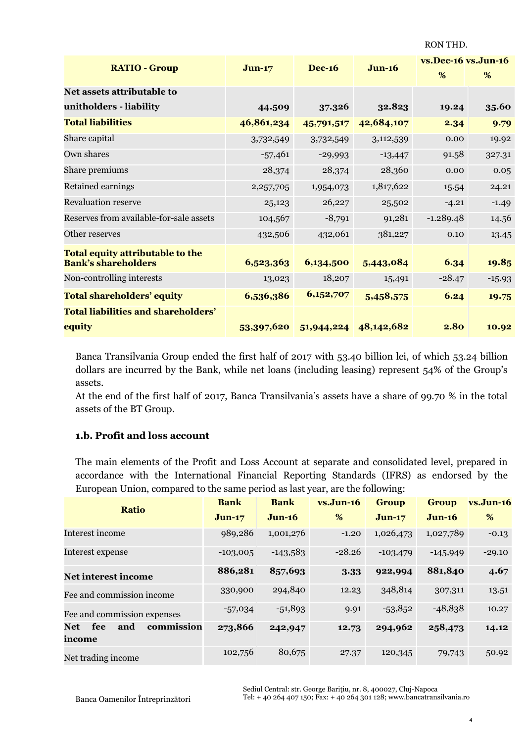RON THD.

| RATIO - Group | Jun-17 | Dec-16 | Jun-16 | vs.Dec-16 % | vs.Jun-16 % |
|---|---|---|---|---|---|
| **Net assets attributable to unitholders - liability** | **44.509** | **37.326** | **32.823** | **19.24** | **35.60** |
| **Total liabilities** | **46,861,234** | **45,791,517** | **42,684,107** | **2.34** | **9.79** |
| Share capital | 3,732,549 | 3,732,549 | 3,112,539 | 0.00 | 19.92 |
| Own shares | -57,461 | -29,993 | -13,447 | 91.58 | 327.31 |
| Share premiums | 28,374 | 28,374 | 28,360 | 0.00 | 0.05 |
| Retained earnings | 2,257,705 | 1,954,073 | 1,817,622 | 15.54 | 24.21 |
| Revaluation reserve | 25,123 | 26,227 | 25,502 | -4.21 | -1.49 |
| Reserves from available-for-sale assets | 104,567 | -8,791 | 91,281 | -1.289.48 | 14.56 |
| Other reserves | 432,506 | 432,061 | 381,227 | 0.10 | 13.45 |
| **Total equity attributable to the Bank's shareholders** | **6,523,363** | **6,134,500** | **5,443,084** | **6.34** | **19.85** |
| Non-controlling interests | 13,023 | 18,207 | 15,491 | -28.47 | -15.93 |
| **Total shareholders' equity** | **6,536,386** | **6,152,707** | **5,458,575** | **6.24** | **19.75** |
| **Total liabilities and shareholders' equity** | **53,397,620** | **51,944,224** | **48,142,682** | **2.80** | **10.92** |

Banca Transilvania Group ended the first half of 2017 with 53.40 billion lei, of which 53.24 billion dollars are incurred by the Bank, while net loans (including leasing) represent 54% of the Group's assets.

At the end of the first half of 2017, Banca Transilvania's assets have a share of 99.70 % in the total assets of the BT Group.

### 1.b. Profit and loss account

The main elements of the Profit and Loss Account at separate and consolidated level, prepared in accordance with the International Financial Reporting Standards (IFRS) as endorsed by the European Union, compared to the same period as last year, are the following:

| Ratio | Bank Jun-17 | Bank Jun-16 | vs.Jun-16 % | Group Jun-17 | Group Jun-16 | vs.Jun-16 % |
|---|---|---|---|---|---|---|
| Interest income | 989,286 | 1,001,276 | -1.20 | 1,026,473 | 1,027,789 | -0.13 |
| Interest expense | -103,005 | -143,583 | -28.26 | -103,479 | -145,949 | -29.10 |
| **Net interest income** | **886,281** | **857,693** | **3.33** | **922,994** | **881,840** | **4.67** |
| Fee and commission income | 330,900 | 294,840 | 12.23 | 348,814 | 307,311 | 13.51 |
| Fee and commission expenses | -57,034 | -51,893 | 9.91 | -53,852 | -48,838 | 10.27 |
| **Net fee and commission income** | **273,866** | **242,947** | **12.73** | **294,962** | **258,473** | **14.12** |
| Net trading income | 102,756 | 80,675 | 27.37 | 120,345 | 79,743 | 50.92 |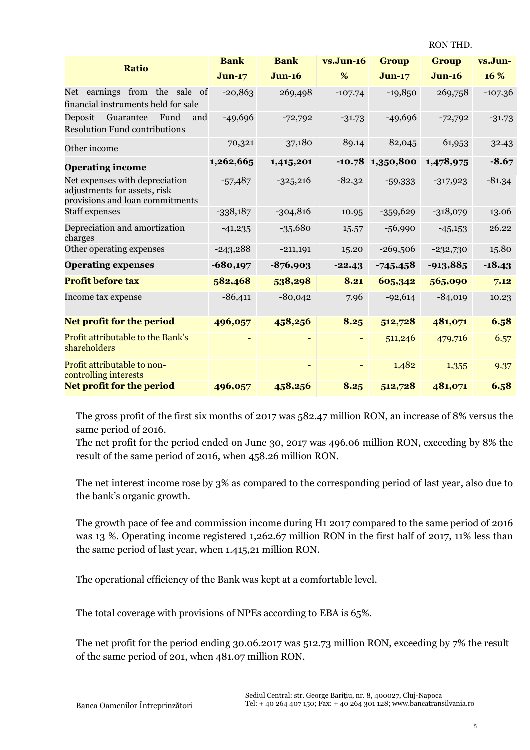RON THD.

| Ratio | Bank Jun-17 | Bank Jun-16 | vs.Jun-16 % | Group Jun-17 | Group Jun-16 | vs.Jun-16 % |
|---|---|---|---|---|---|---|
| Net earnings from the sale of financial instruments held for sale | -20,863 | 269,498 | -107.74 | -19,850 | 269,758 | -107.36 |
| Deposit Guarantee Fund and Resolution Fund contributions | -49,696 | -72,792 | -31.73 | -49,696 | -72,792 | -31.73 |
| Other income | 70,321 | 37,180 | 89.14 | 82,045 | 61,953 | 32.43 |
| **Operating income** | **1,262,665** | **1,415,201** | **-10.78** | **1,350,800** | **1,478,975** | **-8.67** |
| Net expenses with depreciation adjustments for assets, risk provisions and loan commitments | -57,487 | -325,216 | -82.32 | -59,333 | -317,923 | -81.34 |
| Staff expenses | -338,187 | -304,816 | 10.95 | -359,629 | -318,079 | 13.06 |
| Depreciation and amortization charges | -41,235 | -35,680 | 15.57 | -56,990 | -45,153 | 26.22 |
| Other operating expenses | -243,288 | -211,191 | 15.20 | -269,506 | -232,730 | 15.80 |
| **Operating expenses** | **-680,197** | **-876,903** | **-22.43** | **-745,458** | **-913,885** | **-18.43** |
| **Profit before tax** | **582,468** | **538,298** | **8.21** | **605,342** | **565,090** | **7.12** |
| Income tax expense | -86,411 | -80,042 | 7.96 | -92,614 | -84,019 | 10.23 |
| **Net profit for the period** | **496,057** | **458,256** | **8.25** | **512,728** | **481,071** | **6.58** |
| Profit attributable to the Bank's shareholders | - | - | - | 511,246 | 479,716 | 6.57 |
| Profit attributable to non-controlling interests | | - | - | 1,482 | 1,355 | 9.37 |
| **Net profit for the period** | **496,057** | **458,256** | **8.25** | **512,728** | **481,071** | **6.58** |

The gross profit of the first six months of 2017 was 582.47 million RON, an increase of 8% versus the same period of 2016.
The net profit for the period ended on June 30, 2017 was 496.06 million RON, exceeding by 8% the result of the same period of 2016, when 458.26 million RON.

The net interest income rose by 3% as compared to the corresponding period of last year, also due to the bank's organic growth.

The growth pace of fee and commission income during H1 2017 compared to the same period of 2016 was 13 %. Operating income registered 1,262.67 million RON in the first half of 2017, 11% less than the same period of last year, when 1.415,21 million RON.

The operational efficiency of the Bank was kept at a comfortable level.

The total coverage with provisions of NPEs according to EBA is 65%.

The net profit for the period ending 30.06.2017 was 512.73 million RON, exceeding by 7% the result of the same period of 201, when 481.07 million RON.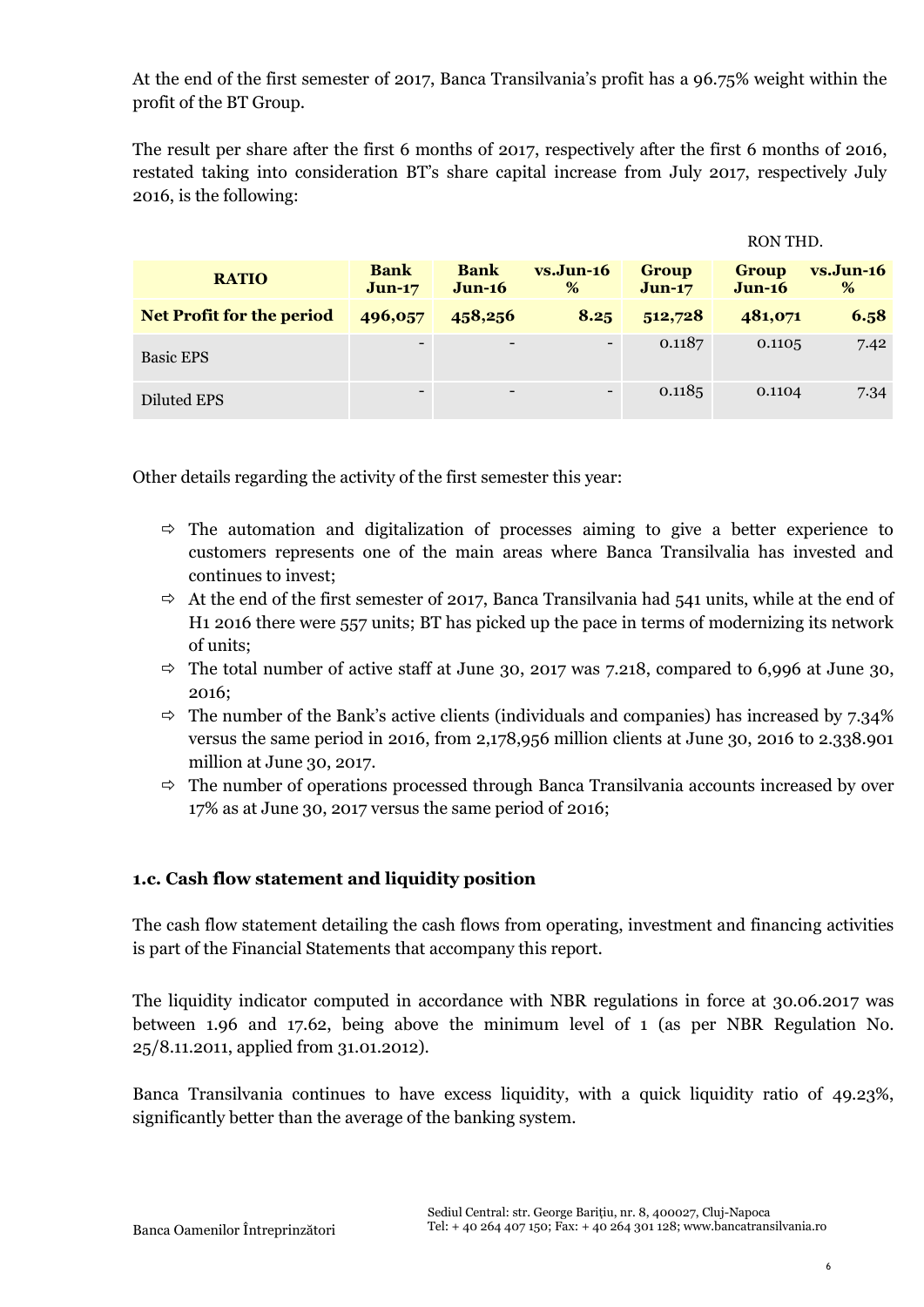At the end of the first semester of 2017, Banca Transilvania's profit has a 96.75% weight within the profit of the BT Group.

The result per share after the first 6 months of 2017, respectively after the first 6 months of 2016, restated taking into consideration BT's share capital increase from July 2017, respectively July 2016, is the following:

RON THD.

| RATIO | Bank Jun-17 | Bank Jun-16 | vs.Jun-16 % | Group Jun-17 | Group Jun-16 | vs.Jun-16 % |
|---|---|---|---|---|---|---|
| **Net Profit for the period** | **496,057** | **458,256** | **8.25** | **512,728** | **481,071** | **6.58** |
| Basic EPS | - | - | - | 0.1187 | 0.1105 | 7.42 |
| Diluted EPS | - | - | - | 0.1185 | 0.1104 | 7.34 |

Other details regarding the activity of the first semester this year:

- The automation and digitalization of processes aiming to give a better experience to customers represents one of the main areas where Banca Transilvalia has invested and continues to invest;
- At the end of the first semester of 2017, Banca Transilvania had 541 units, while at the end of H1 2016 there were 557 units; BT has picked up the pace in terms of modernizing its network of units;
- The total number of active staff at June 30, 2017 was 7.218, compared to 6,996 at June 30, 2016;
- The number of the Bank's active clients (individuals and companies) has increased by 7.34% versus the same period in 2016, from 2,178,956 million clients at June 30, 2016 to 2.338.901 million at June 30, 2017.
- The number of operations processed through Banca Transilvania accounts increased by over 17% as at June 30, 2017 versus the same period of 2016;

### 1.c. Cash flow statement and liquidity position

The cash flow statement detailing the cash flows from operating, investment and financing activities is part of the Financial Statements that accompany this report.

The liquidity indicator computed in accordance with NBR regulations in force at 30.06.2017 was between 1.96 and 17.62, being above the minimum level of 1 (as per NBR Regulation No. 25/8.11.2011, applied from 31.01.2012).

Banca Transilvania continues to have excess liquidity, with a quick liquidity ratio of 49.23%, significantly better than the average of the banking system.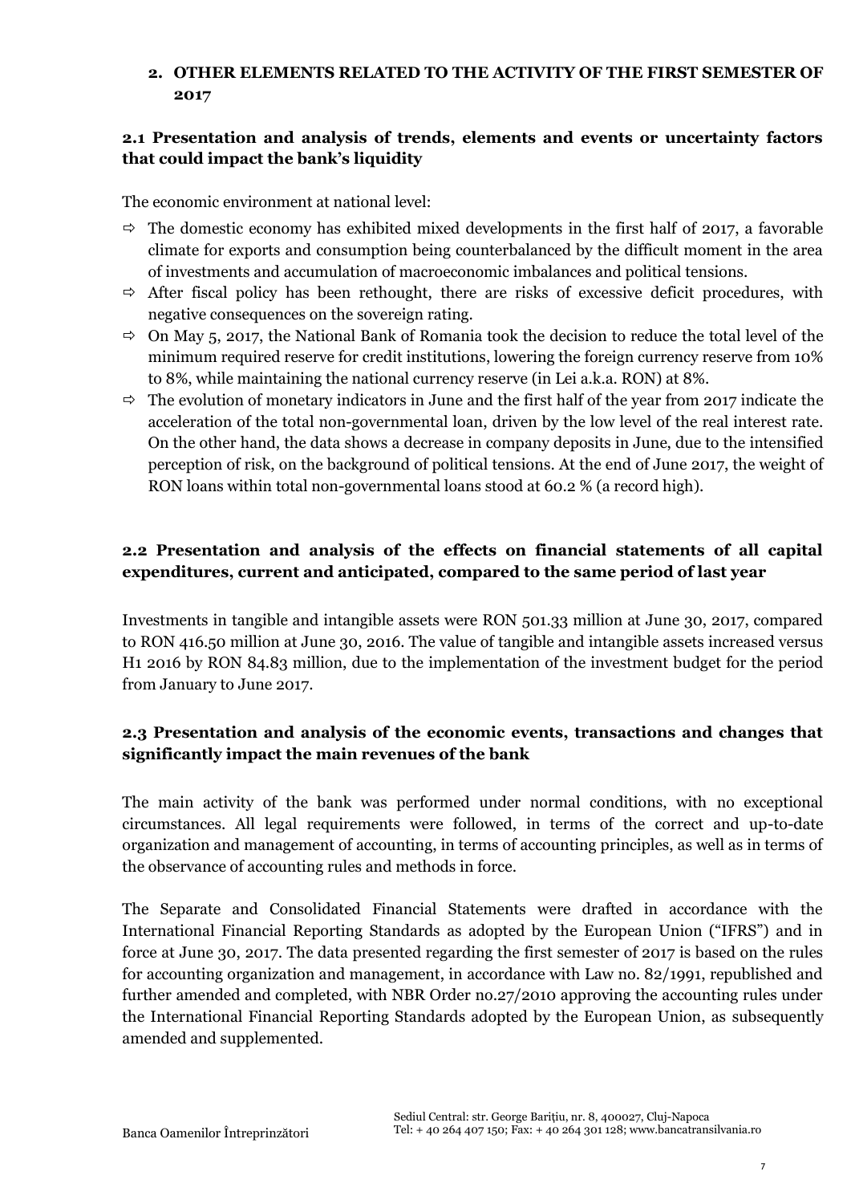## 2. OTHER ELEMENTS RELATED TO THE ACTIVITY OF THE FIRST SEMESTER OF 2017

### 2.1 Presentation and analysis of trends, elements and events or uncertainty factors that could impact the bank's liquidity

The economic environment at national level:

- ⇨ The domestic economy has exhibited mixed developments in the first half of 2017, a favorable climate for exports and consumption being counterbalanced by the difficult moment in the area of investments and accumulation of macroeconomic imbalances and political tensions.
- ⇨ After fiscal policy has been rethought, there are risks of excessive deficit procedures, with negative consequences on the sovereign rating.
- ⇨ On May 5, 2017, the National Bank of Romania took the decision to reduce the total level of the minimum required reserve for credit institutions, lowering the foreign currency reserve from 10% to 8%, while maintaining the national currency reserve (in Lei a.k.a. RON) at 8%.
- ⇨ The evolution of monetary indicators in June and the first half of the year from 2017 indicate the acceleration of the total non-governmental loan, driven by the low level of the real interest rate. On the other hand, the data shows a decrease in company deposits in June, due to the intensified perception of risk, on the background of political tensions. At the end of June 2017, the weight of RON loans within total non-governmental loans stood at 60.2 % (a record high).

### 2.2 Presentation and analysis of the effects on financial statements of all capital expenditures, current and anticipated, compared to the same period of last year

Investments in tangible and intangible assets were RON 501.33 million at June 30, 2017, compared to RON 416.50 million at June 30, 2016. The value of tangible and intangible assets increased versus H1 2016 by RON 84.83 million, due to the implementation of the investment budget for the period from January to June 2017.

### 2.3 Presentation and analysis of the economic events, transactions and changes that significantly impact the main revenues of the bank

The main activity of the bank was performed under normal conditions, with no exceptional circumstances. All legal requirements were followed, in terms of the correct and up-to-date organization and management of accounting, in terms of accounting principles, as well as in terms of the observance of accounting rules and methods in force.

The Separate and Consolidated Financial Statements were drafted in accordance with the International Financial Reporting Standards as adopted by the European Union ("IFRS") and in force at June 30, 2017. The data presented regarding the first semester of 2017 is based on the rules for accounting organization and management, in accordance with Law no. 82/1991, republished and further amended and completed, with NBR Order no.27/2010 approving the accounting rules under the International Financial Reporting Standards adopted by the European Union, as subsequently amended and supplemented.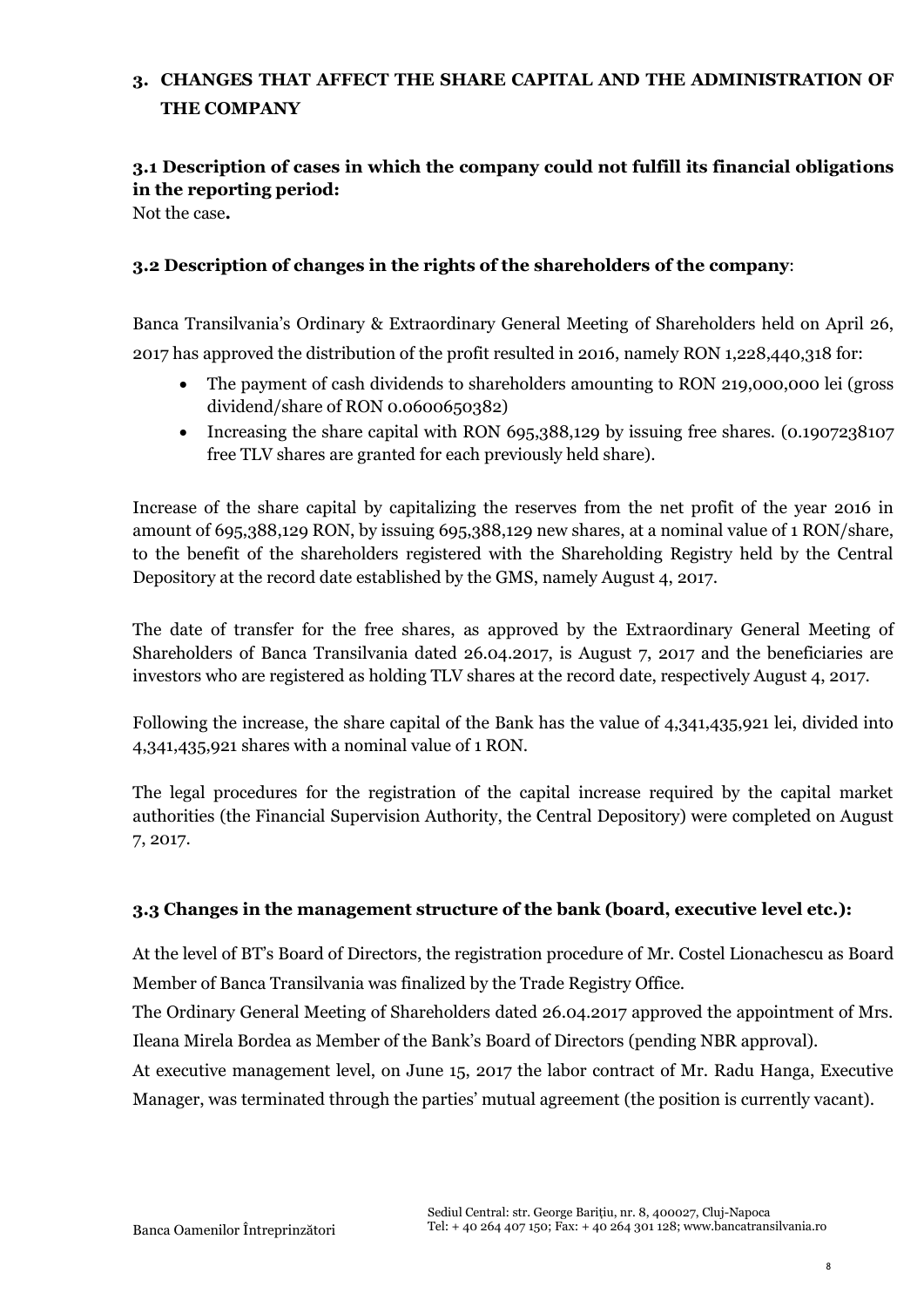## 3. CHANGES THAT AFFECT THE SHARE CAPITAL AND THE ADMINISTRATION OF THE COMPANY

### 3.1 Description of cases in which the company could not fulfill its financial obligations in the reporting period:

Not the case**.**

### 3.2 Description of changes in the rights of the shareholders of the company:

Banca Transilvania's Ordinary & Extraordinary General Meeting of Shareholders held on April 26, 2017 has approved the distribution of the profit resulted in 2016, namely RON 1,228,440,318 for:

- The payment of cash dividends to shareholders amounting to RON 219,000,000 lei (gross dividend/share of RON 0.0600650382)
- Increasing the share capital with RON 695,388,129 by issuing free shares. (0.1907238107 free TLV shares are granted for each previously held share).

Increase of the share capital by capitalizing the reserves from the net profit of the year 2016 in amount of 695,388,129 RON, by issuing 695,388,129 new shares, at a nominal value of 1 RON/share, to the benefit of the shareholders registered with the Shareholding Registry held by the Central Depository at the record date established by the GMS, namely August 4, 2017.

The date of transfer for the free shares, as approved by the Extraordinary General Meeting of Shareholders of Banca Transilvania dated 26.04.2017, is August 7, 2017 and the beneficiaries are investors who are registered as holding TLV shares at the record date, respectively August 4, 2017.

Following the increase, the share capital of the Bank has the value of 4,341,435,921 lei, divided into 4,341,435,921 shares with a nominal value of 1 RON.

The legal procedures for the registration of the capital increase required by the capital market authorities (the Financial Supervision Authority, the Central Depository) were completed on August 7, 2017.

### 3.3 Changes in the management structure of the bank (board, executive level etc.):

At the level of BT's Board of Directors, the registration procedure of Mr. Costel Lionachescu as Board Member of Banca Transilvania was finalized by the Trade Registry Office.

The Ordinary General Meeting of Shareholders dated 26.04.2017 approved the appointment of Mrs. Ileana Mirela Bordea as Member of the Bank's Board of Directors (pending NBR approval).

At executive management level, on June 15, 2017 the labor contract of Mr. Radu Hanga, Executive Manager, was terminated through the parties' mutual agreement (the position is currently vacant).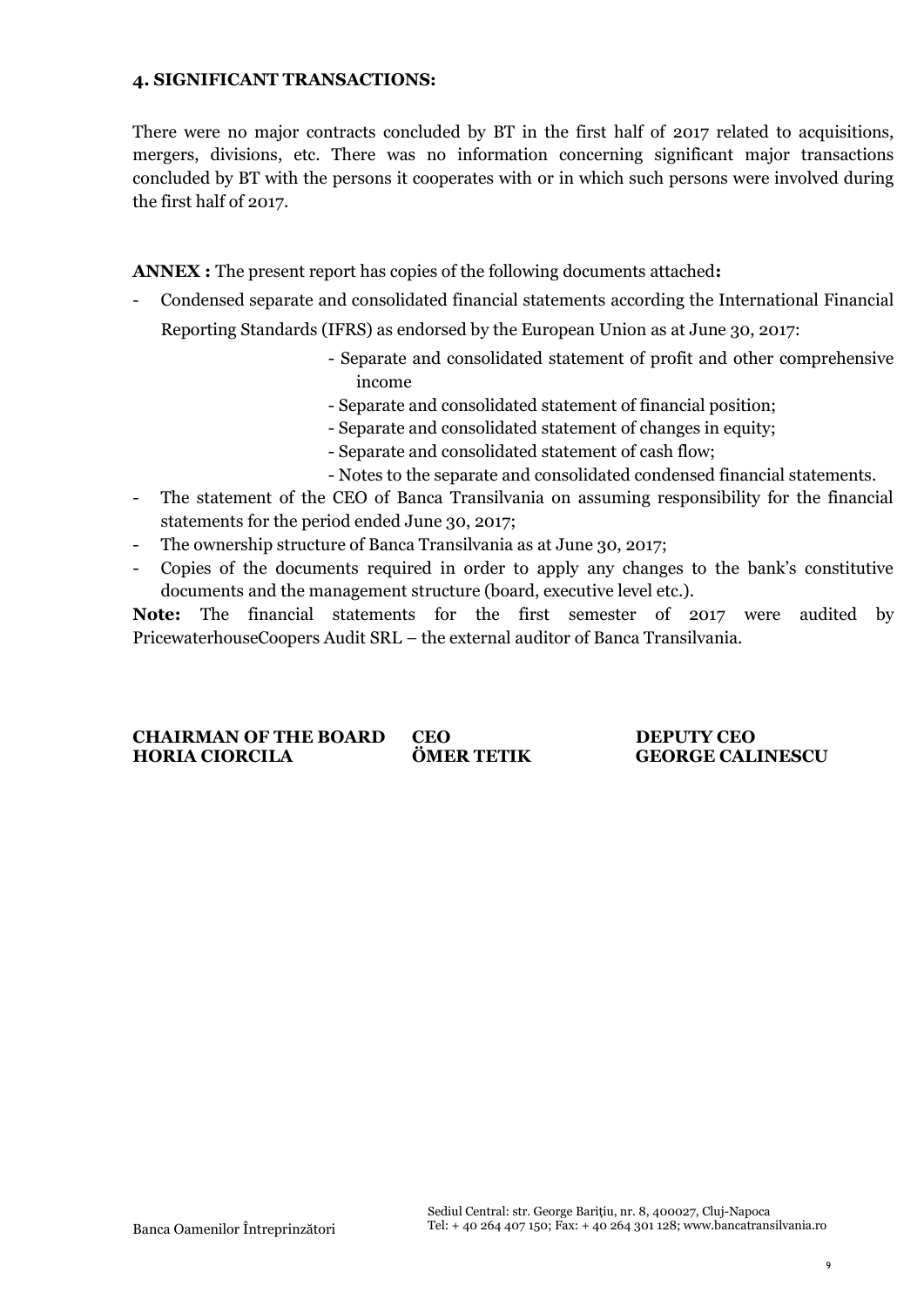## 4. SIGNIFICANT TRANSACTIONS:

There were no major contracts concluded by BT in the first half of 2017 related to acquisitions, mergers, divisions, etc. There was no information concerning significant major transactions concluded by BT with the persons it cooperates with or in which such persons were involved during the first half of 2017.

**ANNEX :** The present report has copies of the following documents attached**:**

- Condensed separate and consolidated financial statements according the International Financial Reporting Standards (IFRS) as endorsed by the European Union as at June 30, 2017:
  - Separate and consolidated statement of profit and other comprehensive income
  - Separate and consolidated statement of financial position;
  - Separate and consolidated statement of changes in equity;
  - Separate and consolidated statement of cash flow;
  - Notes to the separate and consolidated condensed financial statements.
- The statement of the CEO of Banca Transilvania on assuming responsibility for the financial statements for the period ended June 30, 2017;
- The ownership structure of Banca Transilvania as at June 30, 2017;
- Copies of the documents required in order to apply any changes to the bank's constitutive documents and the management structure (board, executive level etc.).

**Note:** The financial statements for the first semester of 2017 were audited by PricewaterhouseCoopers Audit SRL – the external auditor of Banca Transilvania.

| **CHAIRMAN OF THE BOARD** | **CEO** | **DEPUTY CEO** |
|---|---|---|
| **HORIA CIORCILA** | **ÖMER TETIK** | **GEORGE CALINESCU** |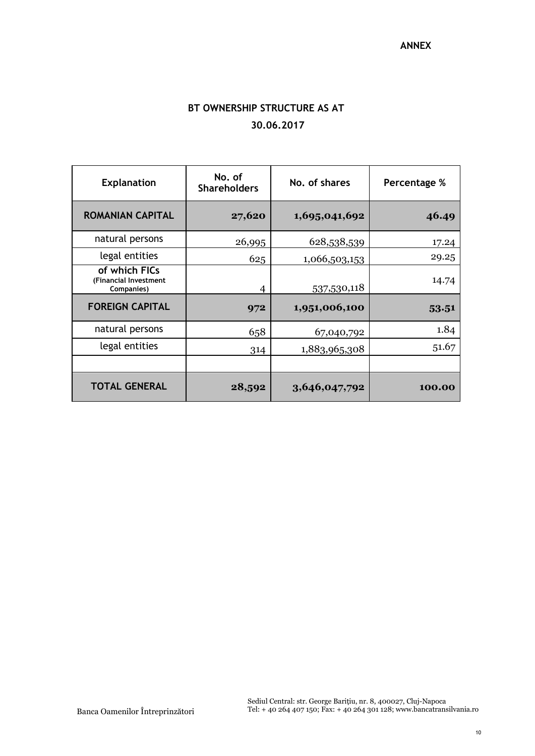**ANNEX**

## BT OWNERSHIP STRUCTURE AS AT 30.06.2017

| Explanation | No. of Shareholders | No. of shares | Percentage % |
|---|---|---|---|
| **ROMANIAN CAPITAL** | **27,620** | **1,695,041,692** | **46.49** |
| natural persons | 26,995 | 628,538,539 | 17.24 |
| legal entities | 625 | 1,066,503,153 | 29.25 |
| **of which FICs (Financial Investment Companies)** | 4 | 537,530,118 | 14.74 |
| **FOREIGN CAPITAL** | **972** | **1,951,006,100** | **53.51** |
| natural persons | 658 | 67,040,792 | 1.84 |
| legal entities | 314 | 1,883,965,308 | 51.67 |
| | | | |
| **TOTAL GENERAL** | **28,592** | **3,646,047,792** | **100.00** |

Banca Oamenilor Întreprinzători

Sediul Central: str. George Barițiu, nr. 8, 400027, Cluj-Napoca
Tel: + 40 264 407 150; Fax: + 40 264 301 128; www.bancatransilvania.ro